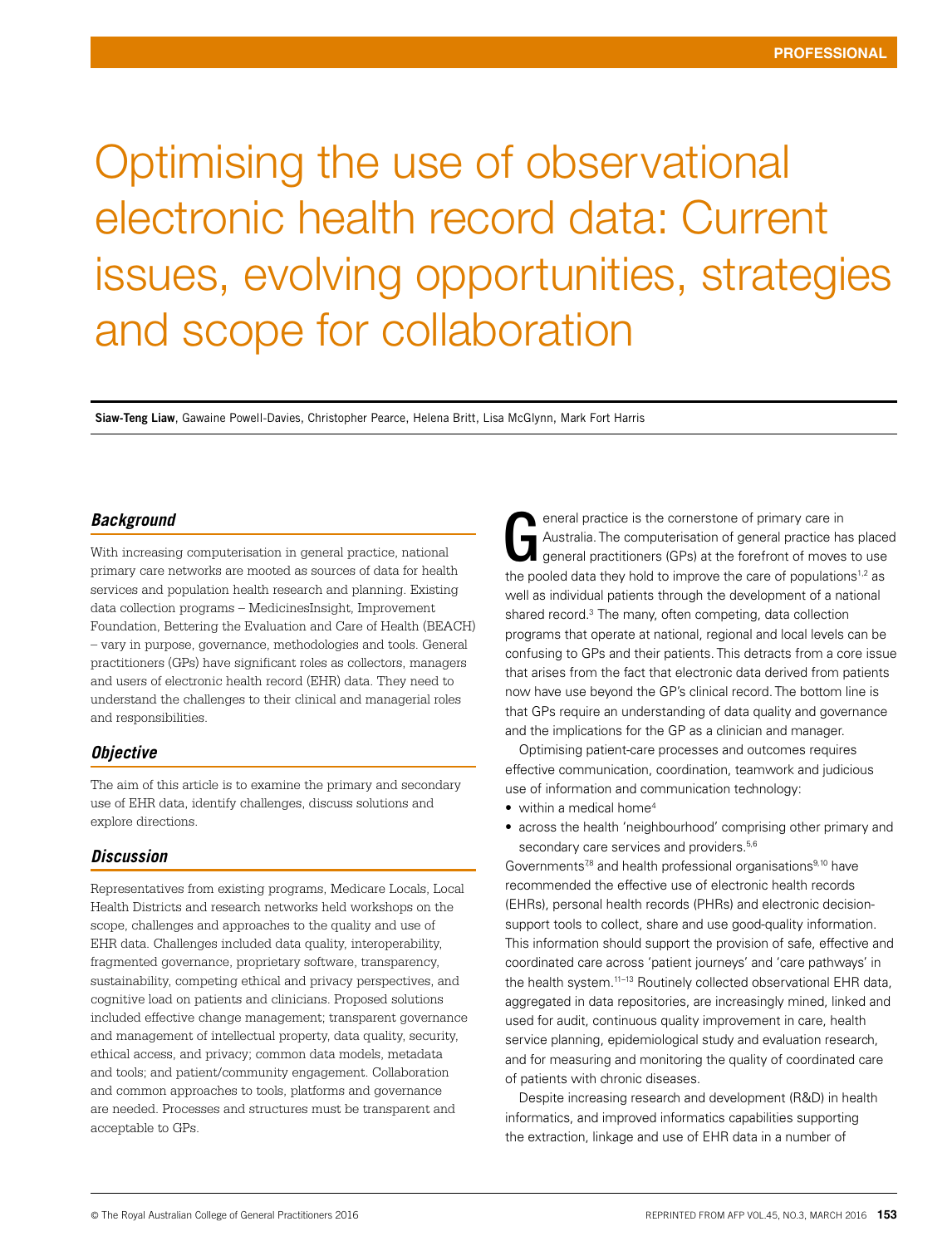# Optimising the use of observational electronic health record data: Current issues, evolving opportunities, strategies and scope for collaboration

**Siaw-Teng Liaw**, Gawaine Powell-Davies, Christopher Pearce, Helena Britt, Lisa McGlynn, Mark Fort Harris

### *Background*

With increasing computerisation in general practice, national primary care networks are mooted as sources of data for health services and population health research and planning. Existing data collection programs – MedicinesInsight, Improvement Foundation, Bettering the Evaluation and Care of Health (BEACH) – vary in purpose, governance, methodologies and tools. General practitioners (GPs) have significant roles as collectors, managers and users of electronic health record (EHR) data. They need to understand the challenges to their clinical and managerial roles and responsibilities.

### *Objective*

The aim of this article is to examine the primary and secondary use of EHR data, identify challenges, discuss solutions and explore directions.

### *Discussion*

Representatives from existing programs, Medicare Locals, Local Health Districts and research networks held workshops on the scope, challenges and approaches to the quality and use of EHR data. Challenges included data quality, interoperability, fragmented governance, proprietary software, transparency, sustainability, competing ethical and privacy perspectives, and cognitive load on patients and clinicians. Proposed solutions included effective change management; transparent governance and management of intellectual property, data quality, security, ethical access, and privacy; common data models, metadata and tools; and patient/community engagement. Collaboration and common approaches to tools, platforms and governance are needed. Processes and structures must be transparent and acceptable to GPs.

General practice is the cornerstone of primary care in Australia. The computerisation of general practice has placed general practitioners (GPs) at the forefront of moves to use the pooled data they hold to improve the care of populations[1,2] as well as individual patients through the development of a national shared record.[3] The many, often competing, data collection programs that operate at national, regional and local levels can be confusing to GPs and their patients. This detracts from a core issue that arises from the fact that electronic data derived from patients now have use beyond the GP's clinical record. The bottom line is that GPs require an understanding of data quality and governance and the implications for the GP as a clinician and manager.

Optimising patient-care processes and outcomes requires effective communication, coordination, teamwork and judicious use of information and communication technology:

- within a medical home[4]
- across the health 'neighbourhood' comprising other primary and secondary care services and providers.[5,6]

Governments[7,8] and health professional organisations[9,10] have recommended the effective use of electronic health records (EHRs), personal health records (PHRs) and electronic decision-support tools to collect, share and use good-quality information. This information should support the provision of safe, effective and coordinated care across 'patient journeys' and 'care pathways' in the health system.[11–13] Routinely collected observational EHR data, aggregated in data repositories, are increasingly mined, linked and used for audit, continuous quality improvement in care, health service planning, epidemiological study and evaluation research, and for measuring and monitoring the quality of coordinated care of patients with chronic diseases.

Despite increasing research and development (R&D) in health informatics, and improved informatics capabilities supporting the extraction, linkage and use of EHR data in a number of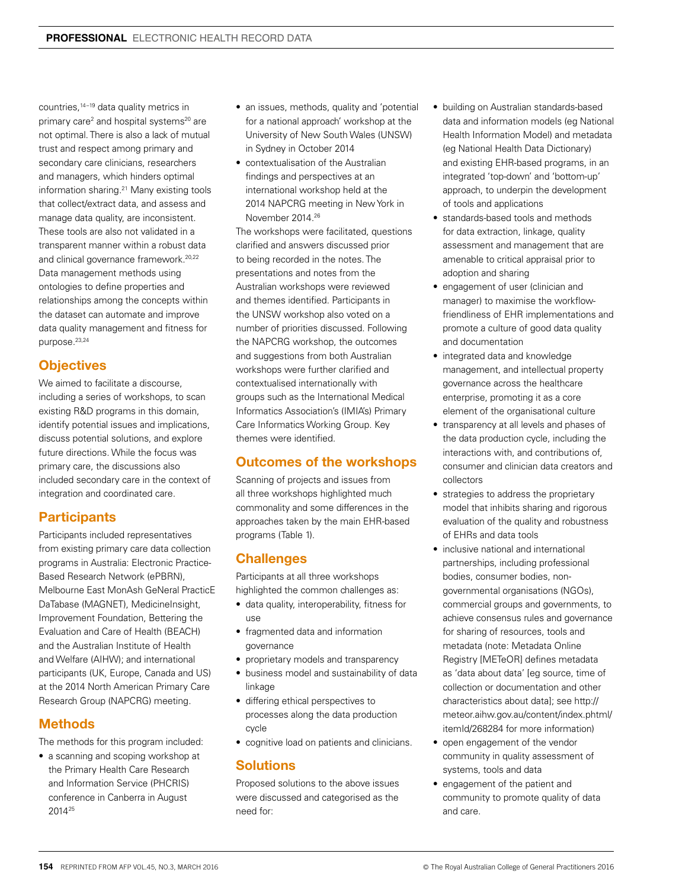countries,[14–19] data quality metrics in primary care[2] and hospital systems[20] are not optimal. There is also a lack of mutual trust and respect among primary and secondary care clinicians, researchers and managers, which hinders optimal information sharing.[21] Many existing tools that collect/extract data, and assess and manage data quality, are inconsistent. These tools are also not validated in a transparent manner within a robust data and clinical governance framework.[20,22] Data management methods using ontologies to define properties and relationships among the concepts within the dataset can automate and improve data quality management and fitness for purpose.[23,24]

## Objectives

We aimed to facilitate a discourse, including a series of workshops, to scan existing R&D programs in this domain, identify potential issues and implications, discuss potential solutions, and explore future directions. While the focus was primary care, the discussions also included secondary care in the context of integration and coordinated care.

## Participants

Participants included representatives from existing primary care data collection programs in Australia: Electronic Practice-Based Research Network (ePBRN), Melbourne East MonAsh GeNeral PracticE DaTabase (MAGNET), MedicineInsight, Improvement Foundation, Bettering the Evaluation and Care of Health (BEACH) and the Australian Institute of Health and Welfare (AIHW); and international participants (UK, Europe, Canada and US) at the 2014 North American Primary Care Research Group (NAPCRG) meeting.

## Methods

The methods for this program included:

- a scanning and scoping workshop at the Primary Health Care Research and Information Service (PHCRIS) conference in Canberra in August 2014[25]
- an issues, methods, quality and 'potential for a national approach' workshop at the University of New South Wales (UNSW) in Sydney in October 2014
- contextualisation of the Australian findings and perspectives at an international workshop held at the 2014 NAPCRG meeting in New York in November 2014.[26]

The workshops were facilitated, questions clarified and answers discussed prior to being recorded in the notes. The presentations and notes from the Australian workshops were reviewed and themes identified. Participants in the UNSW workshop also voted on a number of priorities discussed. Following the NAPCRG workshop, the outcomes and suggestions from both Australian workshops were further clarified and contextualised internationally with groups such as the International Medical Informatics Association's (IMIA's) Primary Care Informatics Working Group. Key themes were identified.

## Outcomes of the workshops

Scanning of projects and issues from all three workshops highlighted much commonality and some differences in the approaches taken by the main EHR-based programs (Table 1).

## Challenges

Participants at all three workshops highlighted the common challenges as:

- data quality, interoperability, fitness for use
- fragmented data and information governance
- proprietary models and transparency
- business model and sustainability of data linkage
- differing ethical perspectives to processes along the data production cycle
- cognitive load on patients and clinicians.

## Solutions

Proposed solutions to the above issues were discussed and categorised as the need for:

- building on Australian standards-based data and information models (eg National Health Information Model) and metadata (eg National Health Data Dictionary) and existing EHR-based programs, in an integrated 'top-down' and 'bottom-up' approach, to underpin the development of tools and applications
- standards-based tools and methods for data extraction, linkage, quality assessment and management that are amenable to critical appraisal prior to adoption and sharing
- engagement of user (clinician and manager) to maximise the workflow-friendliness of EHR implementations and promote a culture of good data quality and documentation
- integrated data and knowledge management, and intellectual property governance across the healthcare enterprise, promoting it as a core element of the organisational culture
- transparency at all levels and phases of the data production cycle, including the interactions with, and contributions of, consumer and clinician data creators and collectors
- strategies to address the proprietary model that inhibits sharing and rigorous evaluation of the quality and robustness of EHRs and data tools
- inclusive national and international partnerships, including professional bodies, consumer bodies, non-governmental organisations (NGOs), commercial groups and governments, to achieve consensus rules and governance for sharing of resources, tools and metadata (note: Metadata Online Registry [METeOR] defines metadata as 'data about data' [eg source, time of collection or documentation and other characteristics about data]; see http://meteor.aihw.gov.au/content/index.phtml/itemId/268284 for more information)
- open engagement of the vendor community in quality assessment of systems, tools and data
- engagement of the patient and community to promote quality of data and care.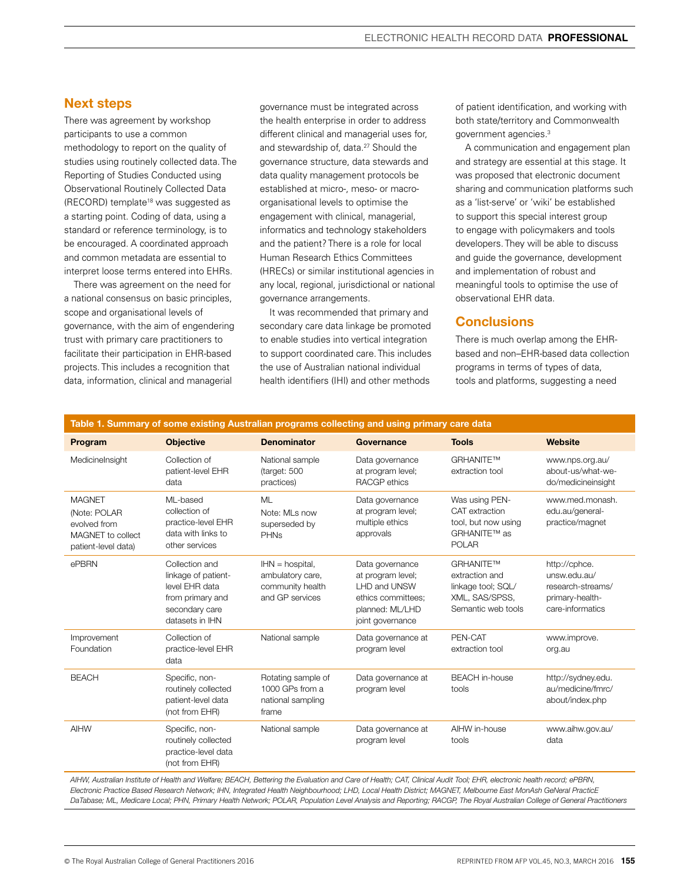## Next steps

There was agreement by workshop participants to use a common methodology to report on the quality of studies using routinely collected data. The Reporting of Studies Conducted using Observational Routinely Collected Data (RECORD) template[18] was suggested as a starting point. Coding of data, using a standard or reference terminology, is to be encouraged. A coordinated approach and common metadata are essential to interpret loose terms entered into EHRs.

There was agreement on the need for a national consensus on basic principles, scope and organisational levels of governance, with the aim of engendering trust with primary care practitioners to facilitate their participation in EHR-based projects. This includes a recognition that data, information, clinical and managerial governance must be integrated across the health enterprise in order to address different clinical and managerial uses for, and stewardship of, data.[27] Should the governance structure, data stewards and data quality management protocols be established at micro-, meso- or macro-organisational levels to optimise the engagement with clinical, managerial, informatics and technology stakeholders and the patient? There is a role for local Human Research Ethics Committees (HRECs) or similar institutional agencies in any local, regional, jurisdictional or national governance arrangements.

It was recommended that primary and secondary care data linkage be promoted to enable studies into vertical integration to support coordinated care. This includes the use of Australian national individual health identifiers (IHI) and other methods of patient identification, and working with both state/territory and Commonwealth government agencies.[3]

A communication and engagement plan and strategy are essential at this stage. It was proposed that electronic document sharing and communication platforms such as a 'list-serve' or 'wiki' be established to support this special interest group to engage with policymakers and tools developers. They will be able to discuss and guide the governance, development and implementation of robust and meaningful tools to optimise the use of observational EHR data.

## Conclusions

There is much overlap among the EHR-based and non–EHR-based data collection programs in terms of types of data, tools and platforms, suggesting a need

**Table 1. Summary of some existing Australian programs collecting and using primary care data**

| Program | Objective | Denominator | Governance | Tools | Website |
|---|---|---|---|---|---|
| MedicineInsight | Collection of patient-level EHR data | National sample (target: 500 practices) | Data governance at program level; RACGP ethics | GRHANITE™ extraction tool | www.nps.org.au/about-us/what-we-do/medicineinsight |
| MAGNET (Note: POLAR evolved from MAGNET to collect patient-level data) | ML-based collection of practice-level EHR data with links to other services | ML Note: MLs now superseded by PHNs | Data governance at program level; multiple ethics approvals | Was using PEN-CAT extraction tool, but now using GRHANITE™ as POLAR | www.med.monash.edu.au/general-practice/magnet |
| ePBRN | Collection and linkage of patient-level EHR data from primary and secondary care datasets in IHN | IHN = hospital, ambulatory care, community health and GP services | Data governance at program level; LHD and UNSW ethics committees; planned: ML/LHD joint governance | GRHANITE™ extraction and linkage tool; SQL/XML, SAS/SPSS, Semantic web tools | http://cphce.unsw.edu.au/research-streams/primary-health-care-informatics |
| Improvement Foundation | Collection of practice-level EHR data | National sample | Data governance at program level | PEN-CAT extraction tool | www.improve.org.au |
| BEACH | Specific, non-routinely collected patient-level data (not from EHR) | Rotating sample of 1000 GPs from a national sampling frame | Data governance at program level | BEACH in-house tools | http://sydney.edu.au/medicine/fmrc/about/index.php |
| AIHW | Specific, non-routinely collected practice-level data (not from EHR) | National sample | Data governance at program level | AIHW in-house tools | www.aihw.gov.au/data |

*AIHW, Australian Institute of Health and Welfare; BEACH, Bettering the Evaluation and Care of Health; CAT, Clinical Audit Tool; EHR, electronic health record; ePBRN, Electronic Practice Based Research Network; IHN, Integrated Health Neighbourhood; LHD, Local Health District; MAGNET, Melbourne East MonAsh GeNeral PracticE DaTabase; ML, Medicare Local; PHN, Primary Health Network; POLAR, Population Level Analysis and Reporting; RACGP, The Royal Australian College of General Practitioners*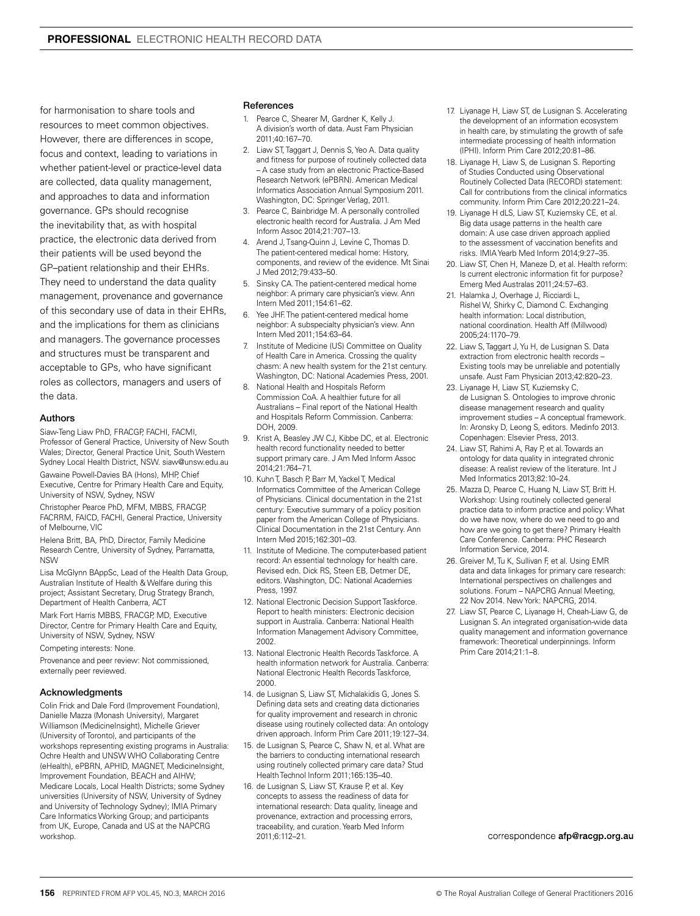for harmonisation to share tools and resources to meet common objectives. However, there are differences in scope, focus and context, leading to variations in whether patient-level or practice-level data are collected, data quality management, and approaches to data and information governance. GPs should recognise the inevitability that, as with hospital practice, the electronic data derived from their patients will be used beyond the GP–patient relationship and their EHRs. They need to understand the data quality management, provenance and governance of this secondary use of data in their EHRs, and the implications for them as clinicians and managers. The governance processes and structures must be transparent and acceptable to GPs, who have significant roles as collectors, managers and users of the data.

### Authors

Siaw-Teng Liaw PhD, FRACGP, FACHI, FACMI, Professor of General Practice, University of New South Wales; Director, General Practice Unit, South Western Sydney Local Health District, NSW. siaw@unsw.edu.au

Gawaine Powell-Davies BA (Hons), MHP, Chief Executive, Centre for Primary Health Care and Equity, University of NSW, Sydney, NSW

Christopher Pearce PhD, MFM, MBBS, FRACGP, FACRRM, FAICD, FACHI, General Practice, University of Melbourne, VIC

Helena Britt, BA, PhD, Director, Family Medicine Research Centre, University of Sydney, Parramatta, NSW

Lisa McGlynn BAppSc, Lead of the Health Data Group, Australian Institute of Health & Welfare during this project; Assistant Secretary, Drug Strategy Branch, Department of Health Canberra, ACT

Mark Fort Harris MBBS, FRACGP, MD, Executive Director, Centre for Primary Health Care and Equity, University of NSW, Sydney, NSW

Competing interests: None.

Provenance and peer review: Not commissioned, externally peer reviewed.

### Acknowledgments

Colin Frick and Dale Ford (Improvement Foundation), Danielle Mazza (Monash University), Margaret Williamson (MedicineInsight), Michelle Griever (University of Toronto), and participants of the workshops representing existing programs in Australia: Ochre Health and UNSW WHO Collaborating Centre (eHealth), ePBRN, APHID, MAGNET, MedicineInsight, Improvement Foundation, BEACH and AIHW; Medicare Locals, Local Health Districts; some Sydney universities (University of NSW, University of Sydney and University of Technology Sydney); IMIA Primary Care Informatics Working Group; and participants from UK, Europe, Canada and US at the NAPCRG workshop.

### References

1. Pearce C, Shearer M, Gardner K, Kelly J. A division's worth of data. Aust Fam Physician 2011;40:167–70.
2. Liaw ST, Taggart J, Dennis S, Yeo A. Data quality and fitness for purpose of routinely collected data – A case study from an electronic Practice-Based Research Network (ePBRN). American Medical Informatics Association Annual Symposium 2011. Washington, DC: Springer Verlag, 2011.
3. Pearce C, Bainbridge M. A personally controlled electronic health record for Australia. J Am Med Inform Assoc 2014;21:707–13.
4. Arend J, Tsang-Quinn J, Levine C, Thomas D. The patient-centered medical home: History, components, and review of the evidence. Mt Sinai J Med 2012;79:433–50.
5. Sinsky CA. The patient-centered medical home neighbor: A primary care physician's view. Ann Intern Med 2011;154:61–62.
6. Yee JHF. The patient-centered medical home neighbor: A subspecialty physician's view. Ann Intern Med 2011;154:63–64.
7. Institute of Medicine (US) Committee on Quality of Health Care in America. Crossing the quality chasm: A new health system for the 21st century. Washington, DC: National Academies Press, 2001.
8. National Health and Hospitals Reform Commission CoA. A healthier future for all Australians – Final report of the National Health and Hospitals Reform Commission. Canberra: DOH, 2009.
9. Krist A, Beasley JW CJ, Kibbe DC, et al. Electronic health record functionality needed to better support primary care. J Am Med Inform Assoc 2014;21:764–71.
10. Kuhn T, Basch P, Barr M, Yackel T, Medical Informatics Committee of the American College of Physicians. Clinical documentation in the 21st century: Executive summary of a policy position paper from the American College of Physicians. Clinical Documentation in the 21st Century. Ann Intern Med 2015;162:301–03.
11. Institute of Medicine. The computer-based patient record: An essential technology for health care. Revised edn. Dick RS, Steen EB, Detmer DE, editors. Washington, DC: National Academies Press, 1997.
12. National Electronic Decision Support Taskforce. Report to health ministers: Electronic decision support in Australia. Canberra: National Health Information Management Advisory Committee, 2002.
13. National Electronic Health Records Taskforce. A health information network for Australia. Canberra: National Electronic Health Records Taskforce, 2000.
14. de Lusignan S, Liaw ST, Michalakidis G, Jones S. Defining data sets and creating data dictionaries for quality improvement and research in chronic disease using routinely collected data: An ontology driven approach. Inform Prim Care 2011;19:127–34.
15. de Lusignan S, Pearce C, Shaw N, et al. What are the barriers to conducting international research using routinely collected primary care data? Stud Health Technol Inform 2011;165:135–40.
16. de Lusignan S, Liaw ST, Krause P, et al. Key concepts to assess the readiness of data for international research: Data quality, lineage and provenance, extraction and processing errors, traceability, and curation. Yearb Med Inform 2011;6:112–21.
17. Liyanage H, Liaw ST, de Lusignan S. Accelerating the development of an information ecosystem in health care, by stimulating the growth of safe intermediate processing of health information (IPHI). Inform Prim Care 2012;20:81–86.
18. Liyanage H, Liaw S, de Lusignan S. Reporting of Studies Conducted using Observational Routinely Collected Data (RECORD) statement: Call for contributions from the clinical informatics community. Inform Prim Care 2012;20:221–24.
19. Liyanage H dLS, Liaw ST, Kuziemsky CE, et al. Big data usage patterns in the health care domain: A use case driven approach applied to the assessment of vaccination benefits and risks. IMIA Yearb Med Inform 2014;9:27–35.
20. Liaw ST, Chen H, Maneze D, et al. Health reform: Is current electronic information fit for purpose? Emerg Med Australas 2011;24:57–63.
21. Halamka J, Overhage J, Ricciardi L, Rishel W, Shirky C, Diamond C. Exchanging health information: Local distribution, national coordination. Health Aff (Millwood) 2005;24:1170–79.
22. Liaw S, Taggart J, Yu H, de Lusignan S. Data extraction from electronic health records – Existing tools may be unreliable and potentially unsafe. Aust Fam Physician 2013;42:820–23.
23. Liyanage H, Liaw ST, Kuziemsky C, de Lusignan S. Ontologies to improve chronic disease management research and quality improvement studies – A conceptual framework. In: Aronsky D, Leong S, editors. Medinfo 2013. Copenhagen: Elsevier Press, 2013.
24. Liaw ST, Rahimi A, Ray P, et al. Towards an ontology for data quality in integrated chronic disease: A realist review of the literature. Int J Med Informatics 2013;82:10–24.
25. Mazza D, Pearce C, Huang N, Liaw ST, Britt H. Workshop: Using routinely collected general practice data to inform practice and policy: What do we have now, where do we need to go and how are we going to get there? Primary Health Care Conference. Canberra: PHC Research Information Service, 2014.
26. Greiver M, Tu K, Sullivan F, et al. Using EMR data and data linkages for primary care research: International perspectives on challenges and solutions. Forum – NAPCRG Annual Meeting, 22 Nov 2014. New York: NAPCRG, 2014.
27. Liaw ST, Pearce C, Liyanage H, Cheah-Liaw G, de Lusignan S. An integrated organisation-wide data quality management and information governance framework: Theoretical underpinnings. Inform Prim Care 2014;21:1–8.

correspondence **afp@racgp.org.au**